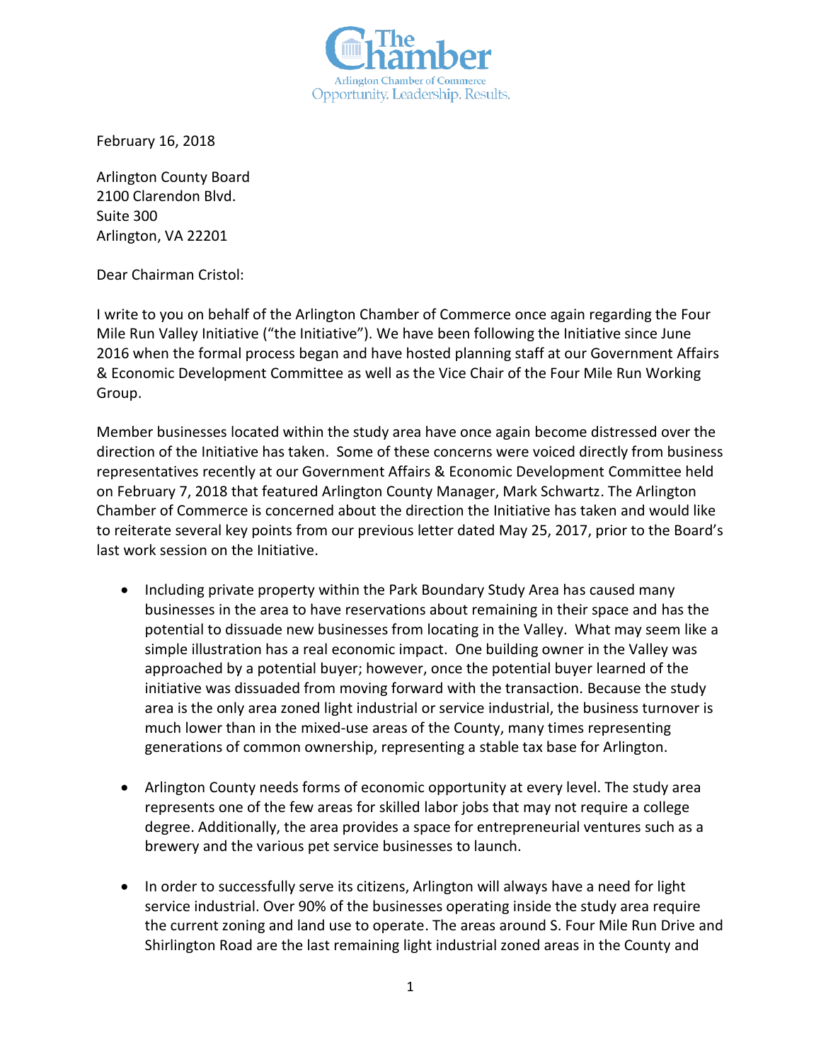The Chamber
Arlington Chamber of Commerce
Opportunity. Leadership. Results.

February 16, 2018

Arlington County Board
2100 Clarendon Blvd.
Suite 300
Arlington, VA 22201

Dear Chairman Cristol:

I write to you on behalf of the Arlington Chamber of Commerce once again regarding the Four Mile Run Valley Initiative ("the Initiative"). We have been following the Initiative since June 2016 when the formal process began and have hosted planning staff at our Government Affairs & Economic Development Committee as well as the Vice Chair of the Four Mile Run Working Group.

Member businesses located within the study area have once again become distressed over the direction of the Initiative has taken. Some of these concerns were voiced directly from business representatives recently at our Government Affairs & Economic Development Committee held on February 7, 2018 that featured Arlington County Manager, Mark Schwartz. The Arlington Chamber of Commerce is concerned about the direction the Initiative has taken and would like to reiterate several key points from our previous letter dated May 25, 2017, prior to the Board's last work session on the Initiative.

- Including private property within the Park Boundary Study Area has caused many businesses in the area to have reservations about remaining in their space and has the potential to dissuade new businesses from locating in the Valley. What may seem like a simple illustration has a real economic impact. One building owner in the Valley was approached by a potential buyer; however, once the potential buyer learned of the initiative was dissuaded from moving forward with the transaction. Because the study area is the only area zoned light industrial or service industrial, the business turnover is much lower than in the mixed-use areas of the County, many times representing generations of common ownership, representing a stable tax base for Arlington.

- Arlington County needs forms of economic opportunity at every level. The study area represents one of the few areas for skilled labor jobs that may not require a college degree. Additionally, the area provides a space for entrepreneurial ventures such as a brewery and the various pet service businesses to launch.

- In order to successfully serve its citizens, Arlington will always have a need for light service industrial. Over 90% of the businesses operating inside the study area require the current zoning and land use to operate. The areas around S. Four Mile Run Drive and Shirlington Road are the last remaining light industrial zoned areas in the County and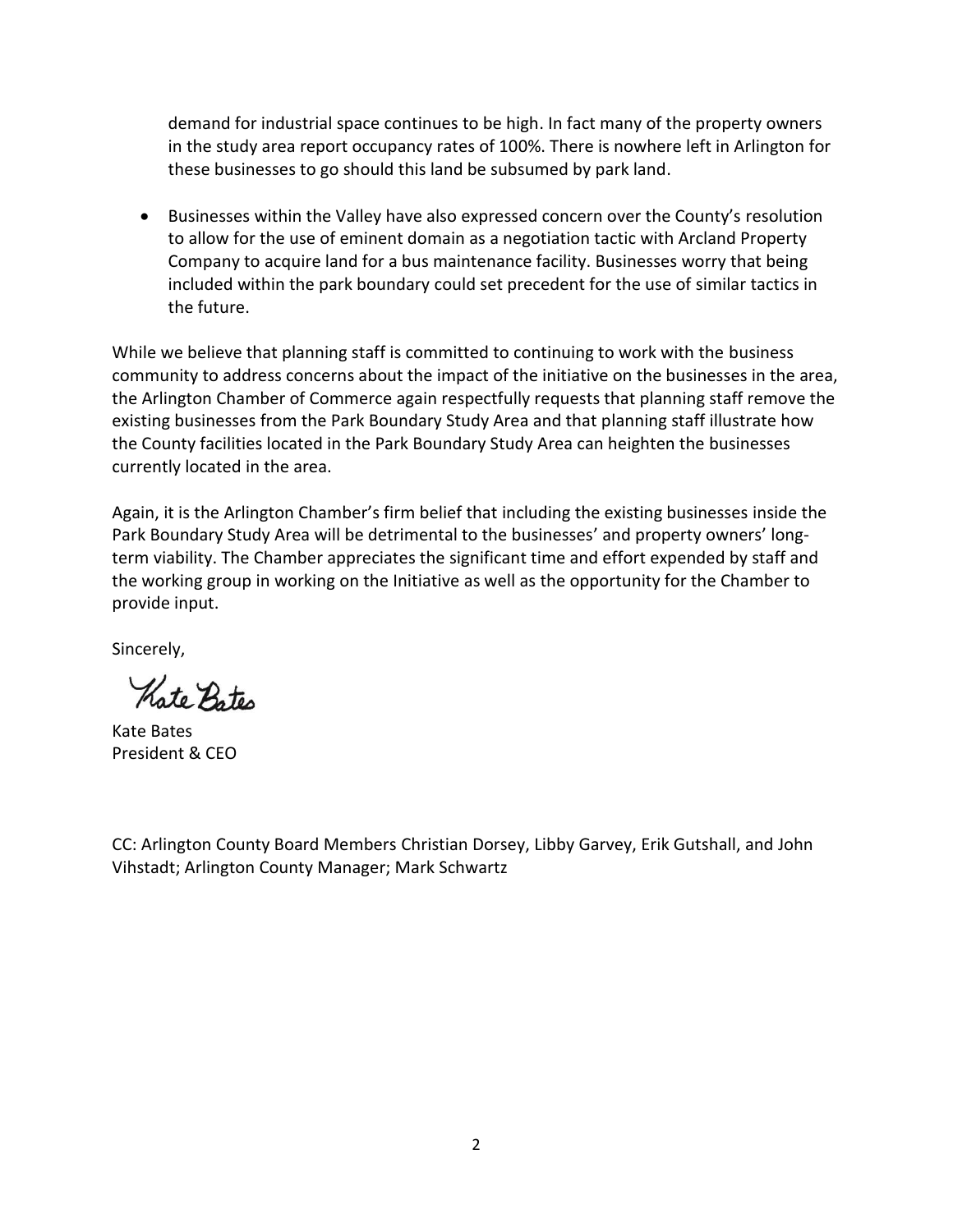demand for industrial space continues to be high. In fact many of the property owners in the study area report occupancy rates of 100%. There is nowhere left in Arlington for these businesses to go should this land be subsumed by park land.

- Businesses within the Valley have also expressed concern over the County's resolution to allow for the use of eminent domain as a negotiation tactic with Arcland Property Company to acquire land for a bus maintenance facility. Businesses worry that being included within the park boundary could set precedent for the use of similar tactics in the future.

While we believe that planning staff is committed to continuing to work with the business community to address concerns about the impact of the initiative on the businesses in the area, the Arlington Chamber of Commerce again respectfully requests that planning staff remove the existing businesses from the Park Boundary Study Area and that planning staff illustrate how the County facilities located in the Park Boundary Study Area can heighten the businesses currently located in the area.

Again, it is the Arlington Chamber's firm belief that including the existing businesses inside the Park Boundary Study Area will be detrimental to the businesses' and property owners' long-term viability. The Chamber appreciates the significant time and effort expended by staff and the working group in working on the Initiative as well as the opportunity for the Chamber to provide input.

Sincerely,

Kate Bates

Kate Bates
President & CEO

CC: Arlington County Board Members Christian Dorsey, Libby Garvey, Erik Gutshall, and John Vihstadt; Arlington County Manager; Mark Schwartz